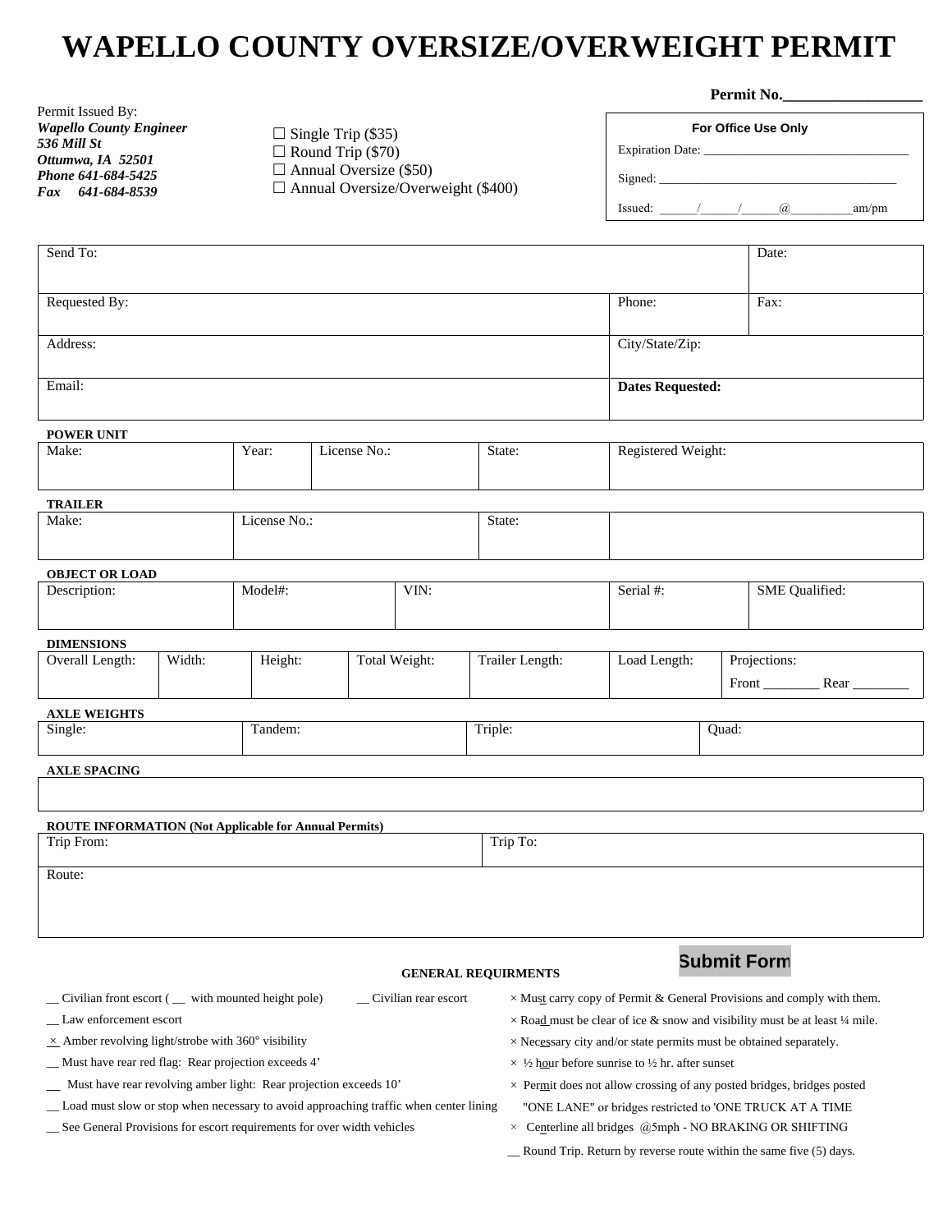# WAPELLO COUNTY OVERSIZE/OVERWEIGHT PERMIT

**Permit No.\_\_\_\_\_\_\_\_\_\_\_\_\_\_\_\_\_\_**

Permit Issued By:
***Wapello County Engineer***
***536 Mill St***
***Ottumwa, IA 52501***
***Phone 641-684-5425***
***Fax 641-684-8539***

☐ Single Trip ($35)
☐ Round Trip ($70)
☐ Annual Oversize ($50)
☐ Annual Oversize/Overweight ($400)

**For Office Use Only**

Expiration Date: \_\_\_\_\_\_\_\_\_\_\_\_\_\_\_\_\_\_\_\_\_\_\_\_\_\_\_\_\_\_\_\_

Signed: \_\_\_\_\_\_\_\_\_\_\_\_\_\_\_\_\_\_\_\_\_\_\_\_\_\_\_\_\_\_\_\_\_\_\_\_\_\_

Issued: \_\_\_\_\_\_/\_\_\_\_\_\_/\_\_\_\_\_\_@\_\_\_\_\_\_\_\_\_\_am/pm

| Send To: | | Date: |
|---|---|---|
| Requested By: | Phone: | Fax: |
| Address: | City/State/Zip: | |
| Email: | **Dates Requested:** | |

**POWER UNIT**

| Make: | Year: | License No.: | State: | Registered Weight: |
|---|---|---|---|---|
| | | | | |

**TRAILER**

| Make: | License No.: | State: | |
|---|---|---|---|
| | | | |

**OBJECT OR LOAD**

| Description: | Model#: | VIN: | Serial #: | SME Qualified: |
|---|---|---|---|---|
| | | | | |

**DIMENSIONS**

| Overall Length: | Width: | Height: | Total Weight: | Trailer Length: | Load Length: | Projections: Front \_\_\_\_\_\_\_\_ Rear \_\_\_\_\_\_\_\_ |
|---|---|---|---|---|---|---|
| | | | | | | |

**AXLE WEIGHTS**

| Single: | Tandem: | Triple: | Quad: |
|---|---|---|---|
| | | | |

**AXLE SPACING**

| |
|---|
| |

**ROUTE INFORMATION (Not Applicable for Annual Permits)**

| Trip From: | Trip To: |
|---|---|
| Route: | |

Submit Form

**GENERAL REQUIRMENTS**

\_\_ Civilian front escort ( \_\_ with mounted height pole) \_\_ Civilian rear escort
\_\_ Law enforcement escort
\_×\_ Amber revolving light/strobe with 360° visibility
\_\_ Must have rear red flag: Rear projection exceeds 4'
\_\_ Must have rear revolving amber light: Rear projection exceeds 10'
\_\_ Load must slow or stop when necessary to avoid approaching traffic when center lining
\_\_ See General Provisions for escort requirements for over width vehicles

× Must carry copy of Permit & General Provisions and comply with them.
× Road must be clear of ice & snow and visibility must be at least ¼ mile.
× Necessary city and/or state permits must be obtained separately.
× ½ hour before sunrise to ½ hr. after sunset
× Permit does not allow crossing of any posted bridges, bridges posted "ONE LANE" or bridges restricted to 'ONE TRUCK AT A TIME
× Centerline all bridges @5mph - NO BRAKING OR SHIFTING
\_\_ Round Trip. Return by reverse route within the same five (5) days.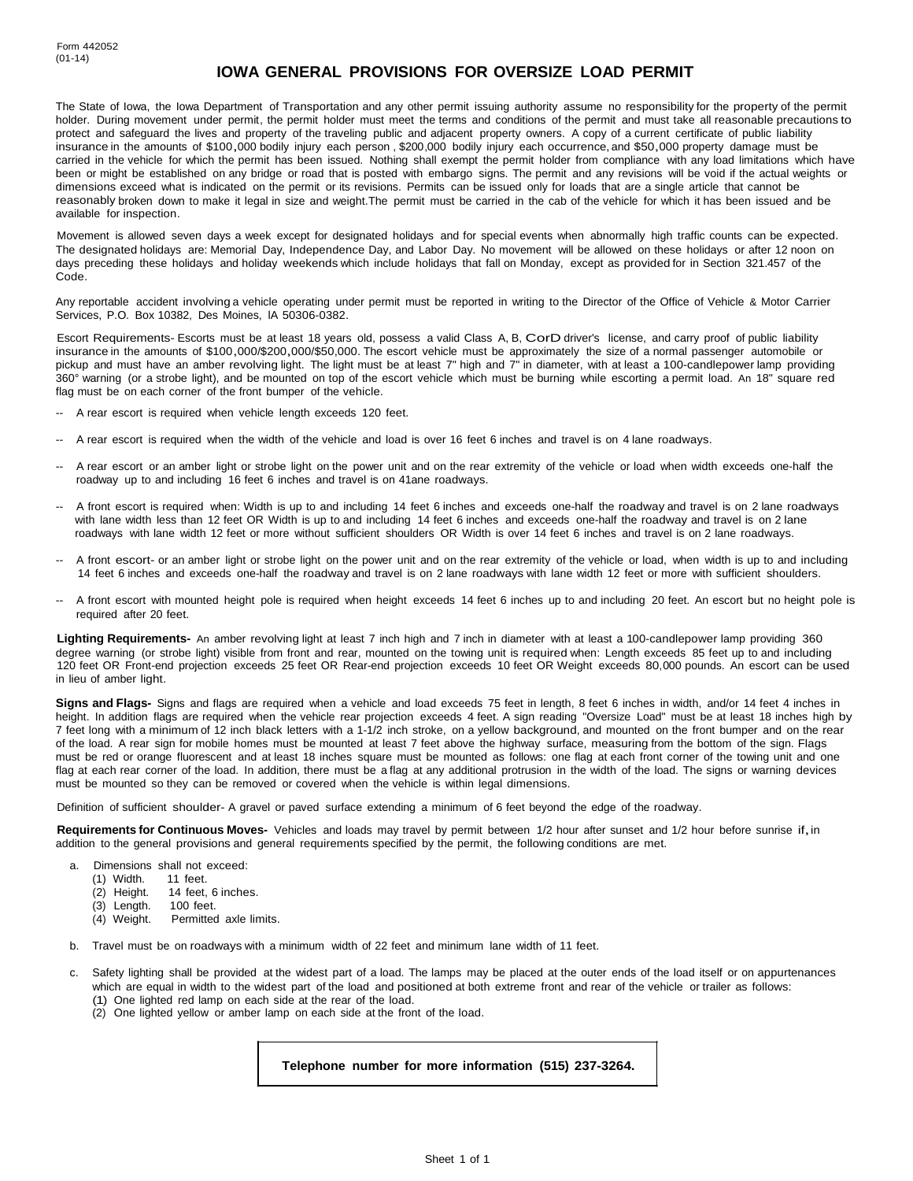Form 442052
(01-14)

# IOWA GENERAL PROVISIONS FOR OVERSIZE LOAD PERMIT

The State of Iowa, the Iowa Department of Transportation and any other permit issuing authority assume no responsibility for the property of the permit holder. During movement under permit, the permit holder must meet the terms and conditions of the permit and must take all reasonable precautions to protect and safeguard the lives and property of the traveling public and adjacent property owners. A copy of a current certificate of public liability insurance in the amounts of $100,000 bodily injury each person, $200,000 bodily injury each occurrence, and $50,000 property damage must be carried in the vehicle for which the permit has been issued. Nothing shall exempt the permit holder from compliance with any load limitations which have been or might be established on any bridge or road that is posted with embargo signs. The permit and any revisions will be void if the actual weights or dimensions exceed what is indicated on the permit or its revisions. Permits can be issued only for loads that are a single article that cannot be reasonably broken down to make it legal in size and weight.The permit must be carried in the cab of the vehicle for which it has been issued and be available for inspection.

Movement is allowed seven days a week except for designated holidays and for special events when abnormally high traffic counts can be expected. The designated holidays are: Memorial Day, Independence Day, and Labor Day. No movement will be allowed on these holidays or after 12 noon on days preceding these holidays and holiday weekends which include holidays that fall on Monday, except as provided for in Section 321.457 of the Code.

Any reportable accident involving a vehicle operating under permit must be reported in writing to the Director of the Office of Vehicle & Motor Carrier Services, P.O. Box 10382, Des Moines, IA 50306-0382.

Escort Requirements- Escorts must be at least 18 years old, possess a valid Class A, B, C or D driver's license, and carry proof of public liability insurance in the amounts of $100,000/$200,000/$50,000. The escort vehicle must be approximately the size of a normal passenger automobile or pickup and must have an amber revolving light. The light must be at least 7" high and 7" in diameter, with at least a 100-candlepower lamp providing 360° warning (or a strobe light), and be mounted on top of the escort vehicle which must be burning while escorting a permit load. An 18" square red flag must be on each corner of the front bumper of the vehicle.

- A rear escort is required when vehicle length exceeds 120 feet.
- A rear escort is required when the width of the vehicle and load is over 16 feet 6 inches and travel is on 4 lane roadways.
- A rear escort or an amber light or strobe light on the power unit and on the rear extremity of the vehicle or load when width exceeds one-half the roadway up to and including 16 feet 6 inches and travel is on 4 lane roadways.
- A front escort is required when: Width is up to and including 14 feet 6 inches and exceeds one-half the roadway and travel is on 2 lane roadways with lane width less than 12 feet OR Width is up to and including 14 feet 6 inches and exceeds one-half the roadway and travel is on 2 lane roadways with lane width 12 feet or more without sufficient shoulders OR Width is over 14 feet 6 inches and travel is on 2 lane roadways.
- A front escort- or an amber light or strobe light on the power unit and on the rear extremity of the vehicle or load, when width is up to and including 14 feet 6 inches and exceeds one-half the roadway and travel is on 2 lane roadways with lane width 12 feet or more with sufficient shoulders.
- A front escort with mounted height pole is required when height exceeds 14 feet 6 inches up to and including 20 feet. An escort but no height pole is required after 20 feet.

**Lighting Requirements-** An amber revolving light at least 7 inch high and 7 inch in diameter with at least a 100-candlepower lamp providing 360 degree warning (or strobe light) visible from front and rear, mounted on the towing unit is required when: Length exceeds 85 feet up to and including 120 feet OR Front-end projection exceeds 25 feet OR Rear-end projection exceeds 10 feet OR Weight exceeds 80,000 pounds. An escort can be used in lieu of amber light.

**Signs and Flags-** Signs and flags are required when a vehicle and load exceeds 75 feet in length, 8 feet 6 inches in width, and/or 14 feet 4 inches in height. In addition flags are required when the vehicle rear projection exceeds 4 feet. A sign reading "Oversize Load" must be at least 18 inches high by 7 feet long with a minimum of 12 inch black letters with a 1-1/2 inch stroke, on a yellow background, and mounted on the front bumper and on the rear of the load. A rear sign for mobile homes must be mounted at least 7 feet above the highway surface, measuring from the bottom of the sign. Flags must be red or orange fluorescent and at least 18 inches square must be mounted as follows: one flag at each front corner of the towing unit and one flag at each rear corner of the load. In addition, there must be a flag at any additional protrusion in the width of the load. The signs or warning devices must be mounted so they can be removed or covered when the vehicle is within legal dimensions.

Definition of sufficient shoulder- A gravel or paved surface extending a minimum of 6 feet beyond the edge of the roadway.

**Requirements for Continuous Moves-** Vehicles and loads may travel by permit between 1/2 hour after sunset and 1/2 hour before sunrise if, in addition to the general provisions and general requirements specified by the permit, the following conditions are met.

a. Dimensions shall not exceed:
   (1) Width. 11 feet.
   (2) Height. 14 feet, 6 inches.
   (3) Length. 100 feet.
   (4) Weight. Permitted axle limits.

b. Travel must be on roadways with a minimum width of 22 feet and minimum lane width of 11 feet.

c. Safety lighting shall be provided at the widest part of a load. The lamps may be placed at the outer ends of the load itself or on appurtenances which are equal in width to the widest part of the load and positioned at both extreme front and rear of the vehicle or trailer as follows:
   (1) One lighted red lamp on each side at the rear of the load.
   (2) One lighted yellow or amber lamp on each side at the front of the load.

**Telephone number for more information (515) 237-3264.**